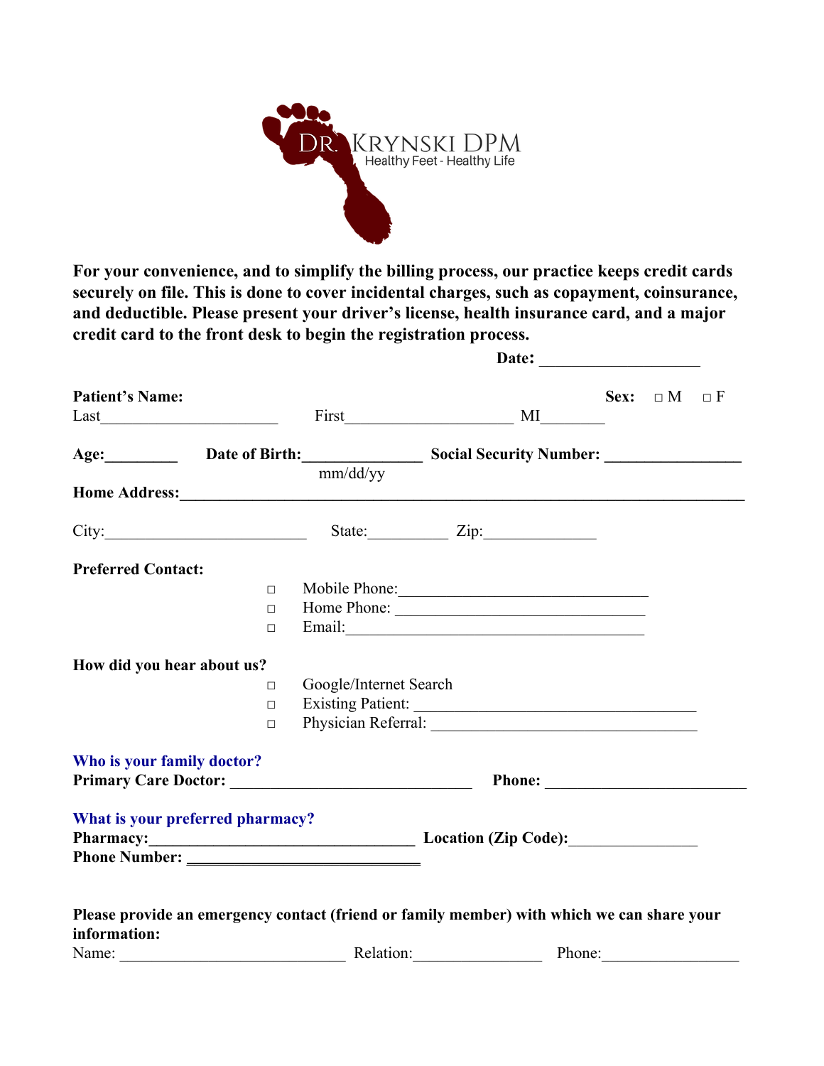DR. KRYNSKI DPM
Healthy Feet - Healthy Life

**For your convenience, and to simplify the billing process, our practice keeps credit cards securely on file. This is done to cover incidental charges, such as copayment, coinsurance, and deductible. Please present your driver's license, health insurance card, and a major credit card to the front desk to begin the registration process.**

**Date:** ___________________

**Patient's Name:** **Sex:** □ M □ F

Last_____________________ First____________________ MI_______

**Age:**________ **Date of Birth:**_____________ **Social Security Number:** _______________
mm/dd/yy

**Home Address:**_______________________________________________________________

City:________________________ State:_________ Zip:____________

**Preferred Contact:**

- □ Mobile Phone:_____________________________
- □ Home Phone: _____________________________
- □ Email:_________________________________

**How did you hear about us?**

- □ Google/Internet Search
- □ Existing Patient: ________________________________
- □ Physician Referral: ______________________________

**Who is your family doctor?**
**Primary Care Doctor:** ____________________________ **Phone:** ______________________

**What is your preferred pharmacy?**
**Pharmacy:**_____________________________ **Location (Zip Code):**______________
**Phone Number:** ___________________________

**Please provide an emergency contact (friend or family member) with which we can share your information:**

Name: __________________________ Relation:_______________ Phone:_______________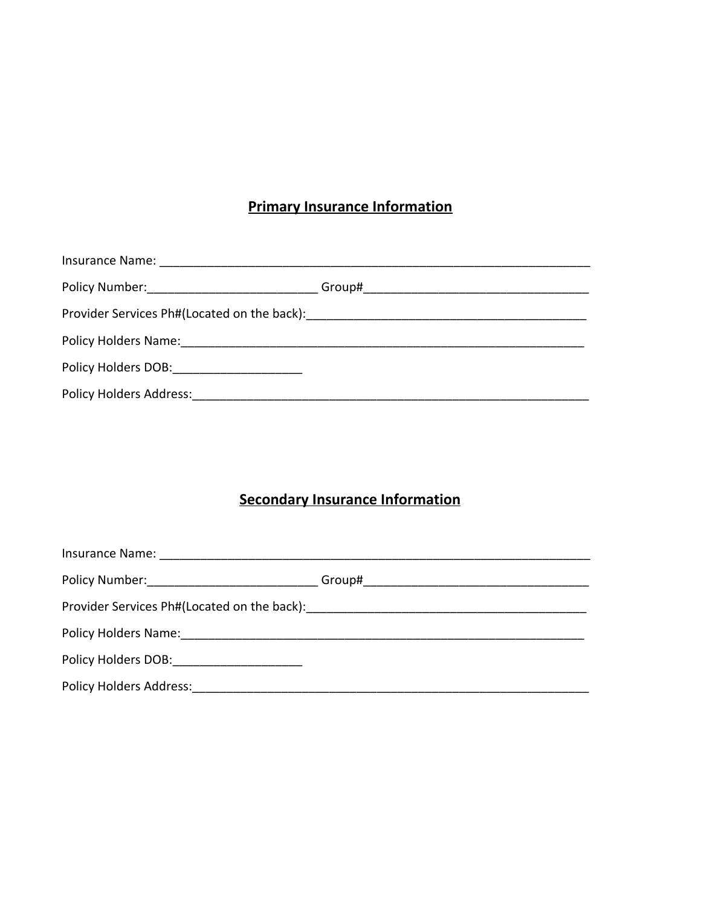## Primary Insurance Information

Insurance Name: ___________________________________________________________________

Policy Number:_________________________ Group#_________________________________

Provider Services Ph#(Located on the back):__________________________________________

Policy Holders Name:_______________________________________________________________

Policy Holders DOB:___________________

Policy Holders Address:_____________________________________________________________

## Secondary Insurance Information

Insurance Name: ___________________________________________________________________

Policy Number:_________________________ Group#_________________________________

Provider Services Ph#(Located on the back):__________________________________________

Policy Holders Name:_______________________________________________________________

Policy Holders DOB:___________________

Policy Holders Address:_____________________________________________________________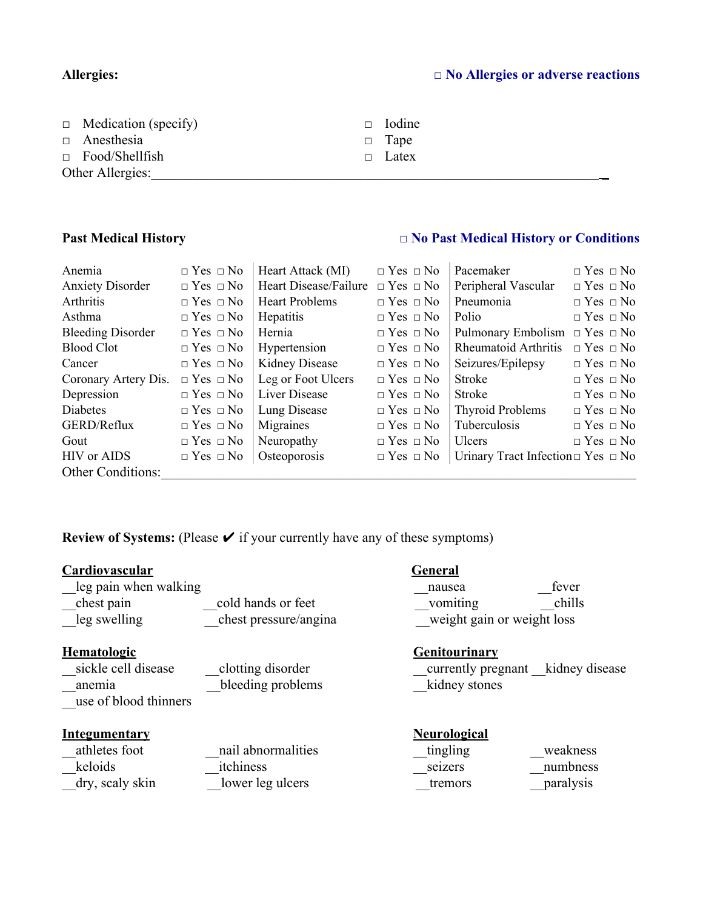**Allergies:** **□ No Allergies or adverse reactions**

- □ Medication (specify)
- □ Anesthesia
- □ Food/Shellfish
- □ Iodine
- □ Tape
- □ Latex

Other Allergies:_______________________________________________________________________

**Past Medical History** **□ No Past Medical History or Conditions**

| Condition | | Condition | | Condition | |
|---|---|---|---|---|---|
| Anemia | □ Yes □ No | Heart Attack (MI) | □ Yes □ No | Pacemaker | □ Yes □ No |
| Anxiety Disorder | □ Yes □ No | Heart Disease/Failure | □ Yes □ No | Peripheral Vascular | □ Yes □ No |
| Arthritis | □ Yes □ No | Heart Problems | □ Yes □ No | Pneumonia | □ Yes □ No |
| Asthma | □ Yes □ No | Hepatitis | □ Yes □ No | Polio | □ Yes □ No |
| Bleeding Disorder | □ Yes □ No | Hernia | □ Yes □ No | Pulmonary Embolism | □ Yes □ No |
| Blood Clot | □ Yes □ No | Hypertension | □ Yes □ No | Rheumatoid Arthritis | □ Yes □ No |
| Cancer | □ Yes □ No | Kidney Disease | □ Yes □ No | Seizures/Epilepsy | □ Yes □ No |
| Coronary Artery Dis. | □ Yes □ No | Leg or Foot Ulcers | □ Yes □ No | Stroke | □ Yes □ No |
| Depression | □ Yes □ No | Liver Disease | □ Yes □ No | Stroke | □ Yes □ No |
| Diabetes | □ Yes □ No | Lung Disease | □ Yes □ No | Thyroid Problems | □ Yes □ No |
| GERD/Reflux | □ Yes □ No | Migraines | □ Yes □ No | Tuberculosis | □ Yes □ No |
| Gout | □ Yes □ No | Neuropathy | □ Yes □ No | Ulcers | □ Yes □ No |
| HIV or AIDS | □ Yes □ No | Osteoporosis | □ Yes □ No | Urinary Tract Infection | □ Yes □ No |

Other Conditions:_______________________________________________________________________

**Review of Systems:** (Please ✔ if your currently have any of these symptoms)

**Cardiovascular**

__leg pain when walking
__chest pain __cold hands or feet
__leg swelling __chest pressure/angina

**General**

__nausea __fever
__vomiting __chills
__weight gain or weight loss

**Hematologic**

__sickle cell disease __clotting disorder
__anemia __bleeding problems
__use of blood thinners

**Genitourinary**

__currently pregnant __kidney disease
__kidney stones

**Integumentary**

__athletes foot __nail abnormalities
__keloids __itchiness
__dry, scaly skin __lower leg ulcers

**Neurological**

__tingling __weakness
__seizers __numbness
__tremors __paralysis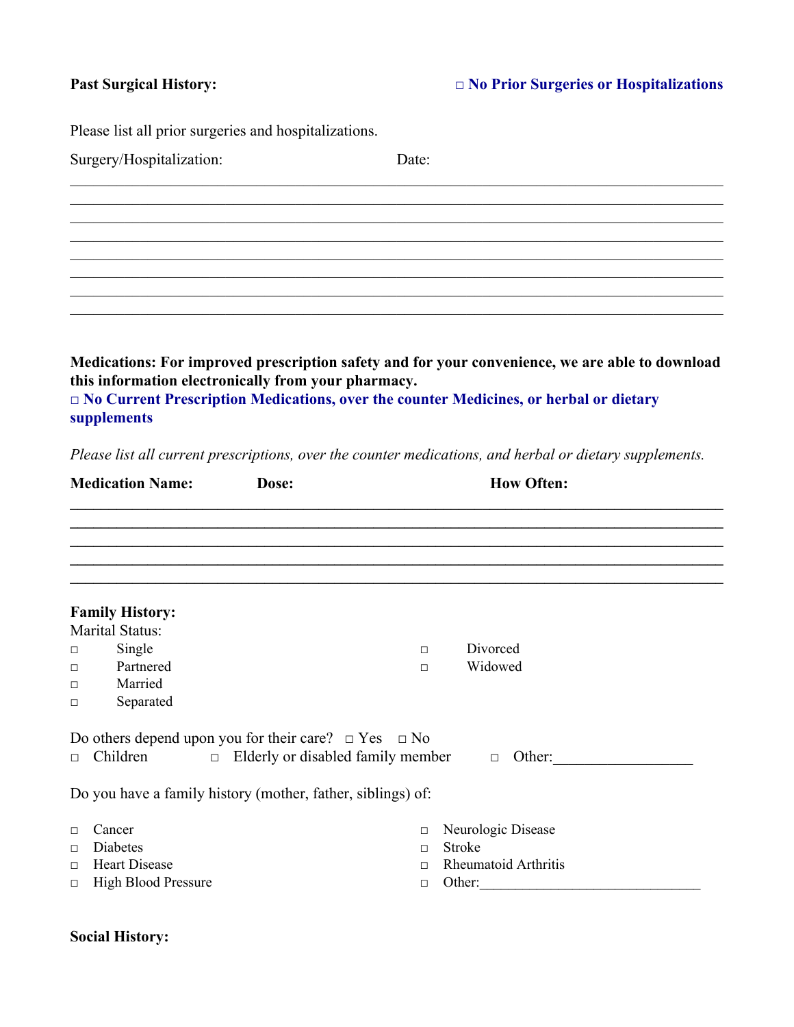**Past Surgical History:** **□ No Prior Surgeries or Hospitalizations**

Please list all prior surgeries and hospitalizations.

Surgery/Hospitalization: Date:

______________________________________________________________________________
______________________________________________________________________________
______________________________________________________________________________
______________________________________________________________________________
______________________________________________________________________________
______________________________________________________________________________
______________________________________________________________________________
______________________________________________________________________________

**Medications: For improved prescription safety and for your convenience, we are able to download this information electronically from your pharmacy.**
**□ No Current Prescription Medications, over the counter Medicines, or herbal or dietary supplements**

*Please list all current prescriptions, over the counter medications, and herbal or dietary supplements.*

**Medication Name:** **Dose:** **How Often:**

______________________________________________________________________________
______________________________________________________________________________
______________________________________________________________________________
______________________________________________________________________________
______________________________________________________________________________

**Family History:**

Marital Status:

- □ Single
- □ Partnered
- □ Married
- □ Separated
- □ Divorced
- □ Widowed

Do others depend upon you for their care? □ Yes □ No

□ Children □ Elderly or disabled family member □ Other:__________________

Do you have a family history (mother, father, siblings) of:

- □ Cancer
- □ Diabetes
- □ Heart Disease
- □ High Blood Pressure
- □ Neurologic Disease
- □ Stroke
- □ Rheumatoid Arthritis
- □ Other:______________________________

**Social History:**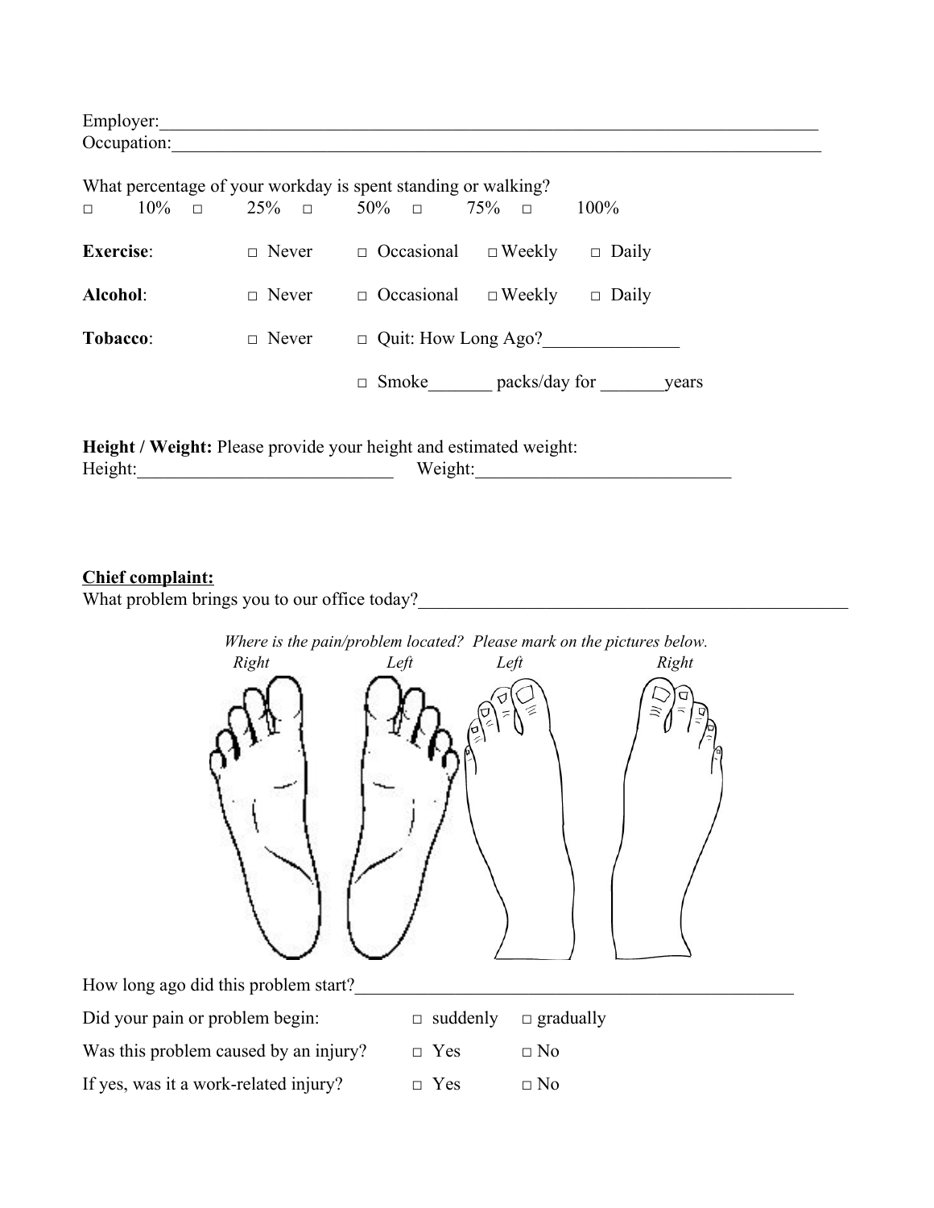Employer:_______________________________________________________________________________

Occupation:_____________________________________________________________________________

What percentage of your workday is spent standing or walking?

□ 10% □ 25% □ 50% □ 75% □ 100%

**Exercise**: □ Never □ Occasional □ Weekly □ Daily

**Alcohol**: □ Never □ Occasional □ Weekly □ Daily

**Tobacco**: □ Never □ Quit: How Long Ago?_______________

□ Smoke_______ packs/day for _______years

**Height / Weight:** Please provide your height and estimated weight:

Height:____________________________ Weight:____________________________

**Chief complaint:**

What problem brings you to our office today?__________________________________________________

*Where is the pain/problem located? Please mark on the pictures below.*

*Right* *Left* *Left* *Right*

How long ago did this problem start?____________________________________________________

Did your pain or problem begin: □ suddenly □ gradually

Was this problem caused by an injury? □ Yes □ No

If yes, was it a work-related injury? □ Yes □ No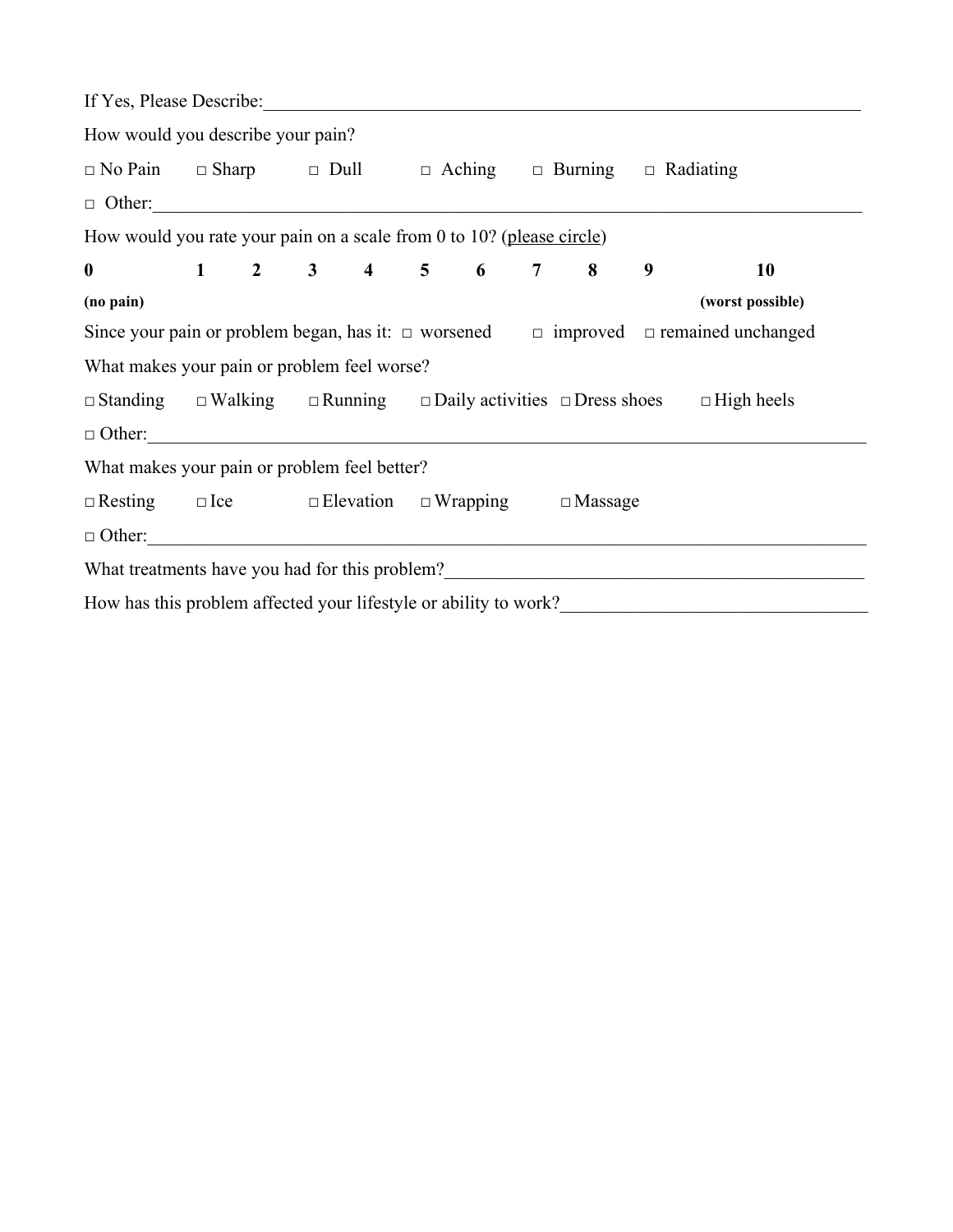If Yes, Please Describe:______________________________________________________________________

How would you describe your pain?

□ No Pain  □ Sharp  □ Dull  □ Aching  □ Burning  □ Radiating

□ Other:______________________________________________________________________________

How would you rate your pain on a scale from 0 to 10? (please circle)

**0** **1** **2** **3** **4** **5** **6** **7** **8** **9** **10**

**(no pain)** **(worst possible)**

Since your pain or problem began, has it: □ worsened □ improved □ remained unchanged

What makes your pain or problem feel worse?

□ Standing  □ Walking  □ Running  □ Daily activities  □ Dress shoes  □ High heels

□ Other:______________________________________________________________________________

What makes your pain or problem feel better?

□ Resting  □ Ice  □ Elevation  □ Wrapping  □ Massage

□ Other:______________________________________________________________________________

What treatments have you had for this problem?______________________________________________

How has this problem affected your lifestyle or ability to work?_________________________________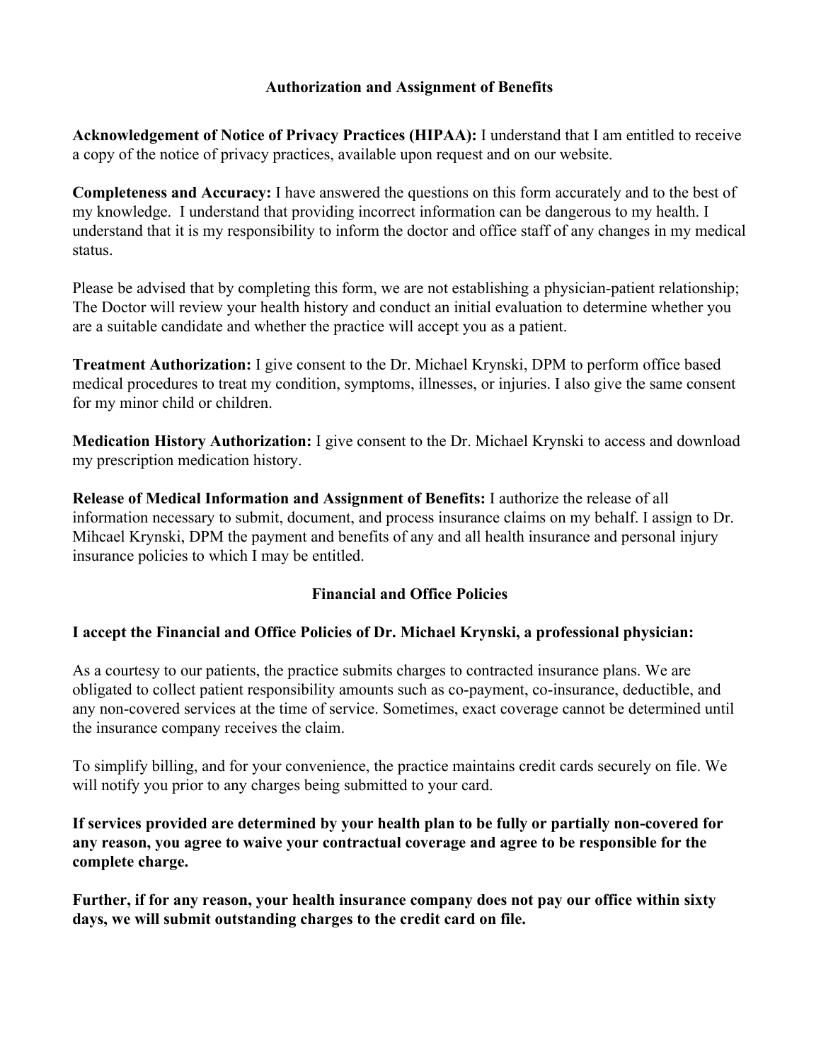## Authorization and Assignment of Benefits

**Acknowledgement of Notice of Privacy Practices (HIPAA):** I understand that I am entitled to receive a copy of the notice of privacy practices, available upon request and on our website.

**Completeness and Accuracy:** I have answered the questions on this form accurately and to the best of my knowledge. I understand that providing incorrect information can be dangerous to my health. I understand that it is my responsibility to inform the doctor and office staff of any changes in my medical status.

Please be advised that by completing this form, we are not establishing a physician-patient relationship; The Doctor will review your health history and conduct an initial evaluation to determine whether you are a suitable candidate and whether the practice will accept you as a patient.

**Treatment Authorization:** I give consent to the Dr. Michael Krynski, DPM to perform office based medical procedures to treat my condition, symptoms, illnesses, or injuries. I also give the same consent for my minor child or children.

**Medication History Authorization:** I give consent to the Dr. Michael Krynski to access and download my prescription medication history.

**Release of Medical Information and Assignment of Benefits:** I authorize the release of all information necessary to submit, document, and process insurance claims on my behalf. I assign to Dr. Mihcael Krynski, DPM the payment and benefits of any and all health insurance and personal injury insurance policies to which I may be entitled.

## Financial and Office Policies

**I accept the Financial and Office Policies of Dr. Michael Krynski, a professional physician:**

As a courtesy to our patients, the practice submits charges to contracted insurance plans. We are obligated to collect patient responsibility amounts such as co-payment, co-insurance, deductible, and any non-covered services at the time of service. Sometimes, exact coverage cannot be determined until the insurance company receives the claim.

To simplify billing, and for your convenience, the practice maintains credit cards securely on file. We will notify you prior to any charges being submitted to your card.

**If services provided are determined by your health plan to be fully or partially non-covered for any reason, you agree to waive your contractual coverage and agree to be responsible for the complete charge.**

**Further, if for any reason, your health insurance company does not pay our office within sixty days, we will submit outstanding charges to the credit card on file.**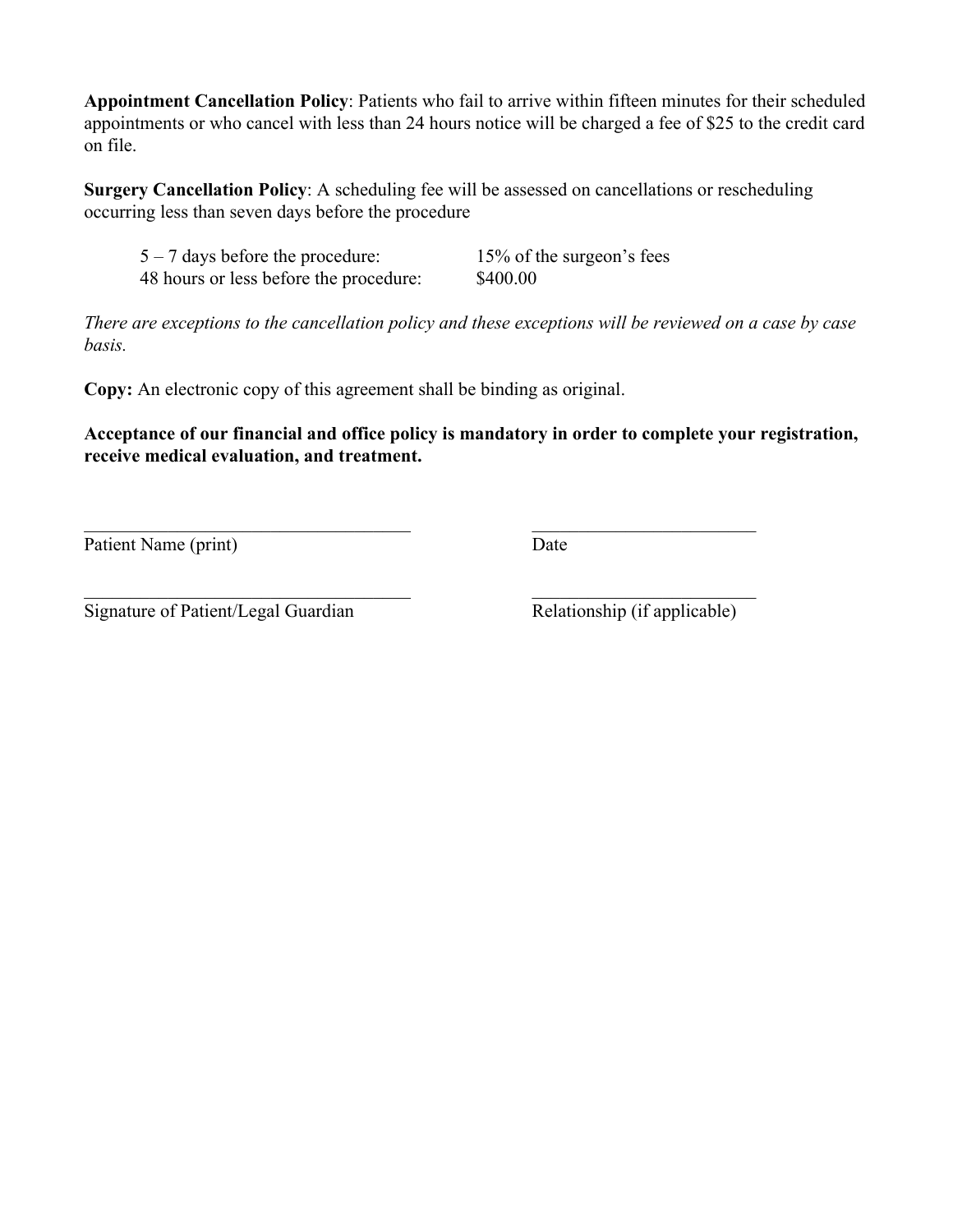**Appointment Cancellation Policy**: Patients who fail to arrive within fifteen minutes for their scheduled appointments or who cancel with less than 24 hours notice will be charged a fee of $25 to the credit card on file.

**Surgery Cancellation Policy**: A scheduling fee will be assessed on cancellations or rescheduling occurring less than seven days before the procedure

| | |
|---|---|
| 5 – 7 days before the procedure: | 15% of the surgeon's fees |
| 48 hours or less before the procedure: | $400.00 |

*There are exceptions to the cancellation policy and these exceptions will be reviewed on a case by case basis.*

**Copy:** An electronic copy of this agreement shall be binding as original.

**Acceptance of our financial and office policy is mandatory in order to complete your registration, receive medical evaluation, and treatment.**

\_\_\_\_\_\_\_\_\_\_\_\_\_\_\_\_\_\_\_\_\_\_\_\_\_\_\_\_\_\_\_\_\_\_\_\_ \_\_\_\_\_\_\_\_\_\_\_\_\_\_\_\_\_\_\_\_\_\_\_\_\_

Patient Name (print) Date

\_\_\_\_\_\_\_\_\_\_\_\_\_\_\_\_\_\_\_\_\_\_\_\_\_\_\_\_\_\_\_\_\_\_\_\_ \_\_\_\_\_\_\_\_\_\_\_\_\_\_\_\_\_\_\_\_\_\_\_\_\_

Signature of Patient/Legal Guardian Relationship (if applicable)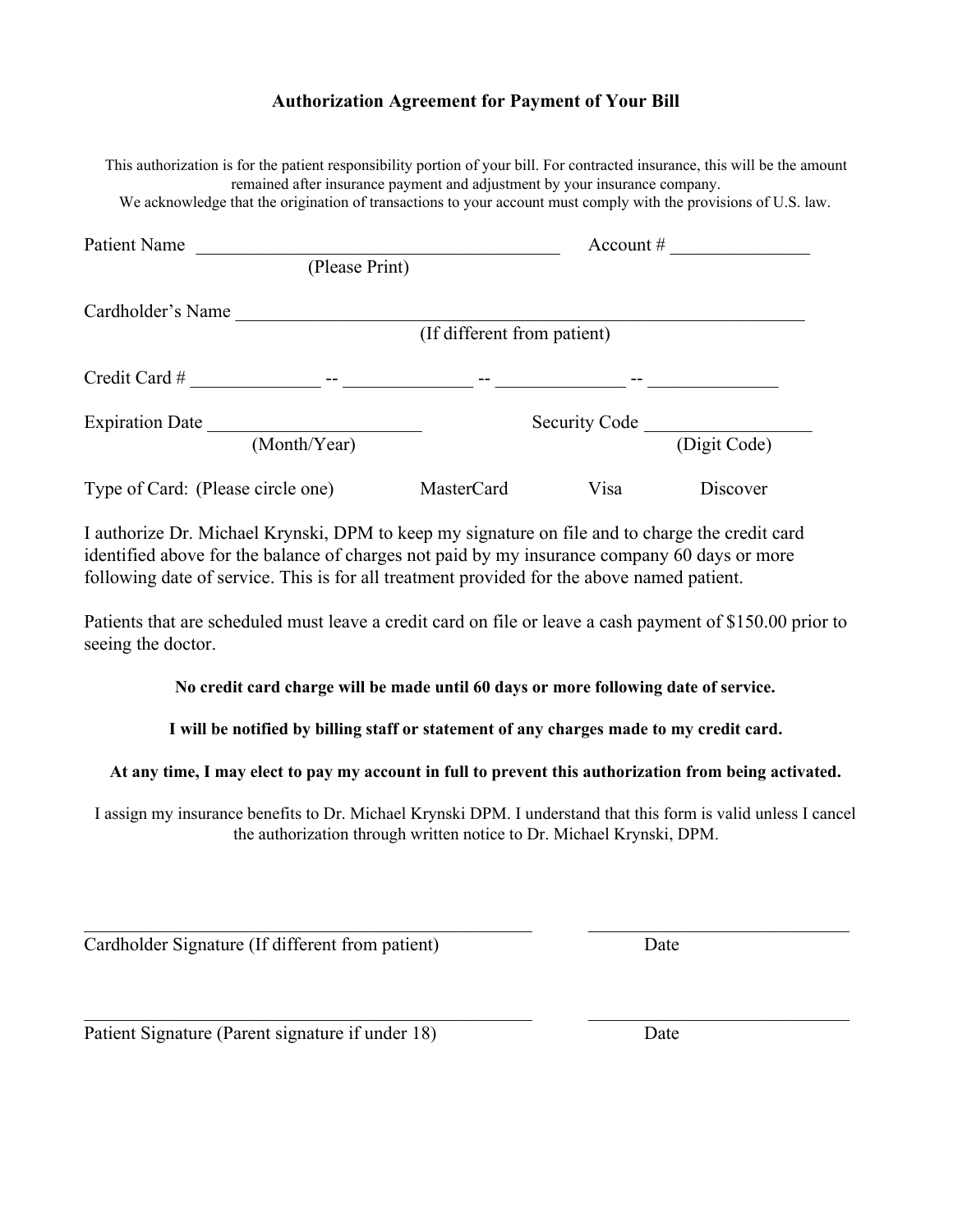## Authorization Agreement for Payment of Your Bill

This authorization is for the patient responsibility portion of your bill. For contracted insurance, this will be the amount remained after insurance payment and adjustment by your insurance company.
We acknowledge that the origination of transactions to your account must comply with the provisions of U.S. law.

Patient Name ________________________________________ Account # _______________
(Please Print)

Cardholder's Name _____________________________________________________________
(If different from patient)

Credit Card # _____________ -- _____________ -- _____________ -- _____________

Expiration Date _______________________ Security Code _________________
(Month/Year) (Digit Code)

Type of Card: (Please circle one) MasterCard Visa Discover

I authorize Dr. Michael Krynski, DPM to keep my signature on file and to charge the credit card identified above for the balance of charges not paid by my insurance company 60 days or more following date of service. This is for all treatment provided for the above named patient.

Patients that are scheduled must leave a credit card on file or leave a cash payment of $150.00 prior to seeing the doctor.

**No credit card charge will be made until 60 days or more following date of service.**

**I will be notified by billing staff or statement of any charges made to my credit card.**

**At any time, I may elect to pay my account in full to prevent this authorization from being activated.**

I assign my insurance benefits to Dr. Michael Krynski DPM. I understand that this form is valid unless I cancel the authorization through written notice to Dr. Michael Krynski, DPM.

_______________________________________________ ____________________________
Cardholder Signature (If different from patient) Date

_______________________________________________ ____________________________
Patient Signature (Parent signature if under 18) Date